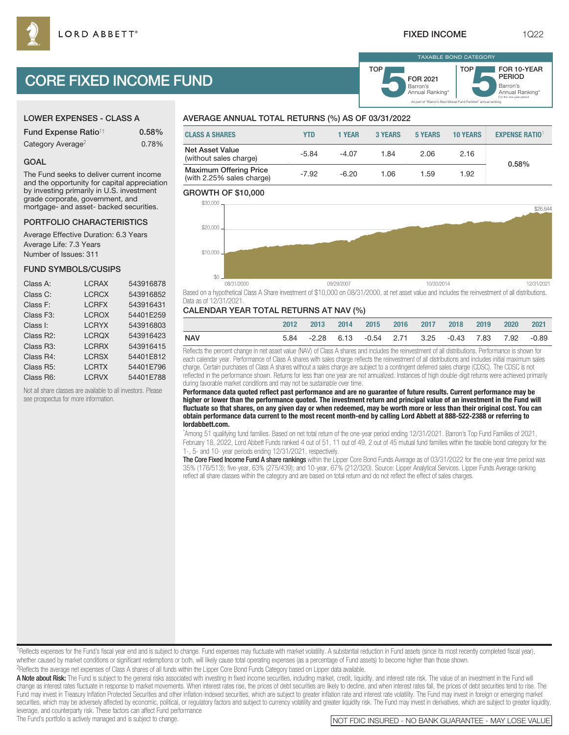LORD ABBETT®

FIXED INCOME 1Q22

# CORE FIXED INCOME FUND

TAXABLE BOND CATEGORY

TOP 5 FOR 2021 Barron's Annual Ranking*

TOP 5 FOR 10-YEAR PERIOD Barron's Annual Ranking* For the one-year period.

As part of "Barron's Best Mutual Fund Families" annual ranking.

## LOWER EXPENSES - CLASS A

| | |
|---|---|
| Fund Expense Ratio[1†] | 0.58% |
| Category Average[2] | 0.78% |

## GOAL

The Fund seeks to deliver current income and the opportunity for capital appreciation by investing primarily in U.S. investment grade corporate, government, and mortgage- and asset- backed securities.

## PORTFOLIO CHARACTERISTICS

Average Effective Duration: 6.3 Years
Average Life: 7.3 Years
Number of Issues: 311

## FUND SYMBOLS/CUSIPS

| | | |
|---|---|---|
| Class A: | LCRAX | 543916878 |
| Class C: | LCRCX | 543916852 |
| Class F: | LCRFX | 543916431 |
| Class F3: | LCROX | 54401E259 |
| Class I: | LCRYX | 543916803 |
| Class R2: | LCRQX | 543916423 |
| Class R3: | LCRRX | 543916415 |
| Class R4: | LCRSX | 54401E812 |
| Class R5: | LCRTX | 54401E796 |
| Class R6: | LCRVX | 54401E788 |

Not all share classes are available to all investors. Please see prospectus for more information.

## AVERAGE ANNUAL TOTAL RETURNS (%) AS OF 03/31/2022

| CLASS A SHARES | YTD | 1 YEAR | 3 YEARS | 5 YEARS | 10 YEARS | EXPENSE RATIO[1] |
|---|---|---|---|---|---|---|
| Net Asset Value (without sales charge) | -5.84 | -4.07 | 1.84 | 2.06 | 2.16 | 0.58% |
| Maximum Offering Price (with 2.25% sales charge) | -7.92 | -6.20 | 1.06 | 1.59 | 1.92 | |

## GROWTH OF $10,000

$30,000 · $20,000 · $10,000 · $0 — 08/31/2000 · 09/29/2007 · 10/30/2014 · 12/31/2021 — $26,644

Based on a hypothetical Class A Share investment of $10,000 on 08/31/2000, at net asset value and includes the reinvestment of all distributions. Data as of 12/31/2021.

## CALENDAR YEAR TOTAL RETURNS AT NAV (%)

| | 2012 | 2013 | 2014 | 2015 | 2016 | 2017 | 2018 | 2019 | 2020 | 2021 |
|---|---|---|---|---|---|---|---|---|---|---|
| NAV | 5.84 | -2.28 | 6.13 | -0.54 | 2.71 | 3.25 | -0.43 | 7.83 | 7.92 | -0.89 |

Reflects the percent change in net asset value (NAV) of Class A shares and includes the reinvestment of all distributions. Performance is shown for each calendar year. Performance of Class A shares with sales charge reflects the reinvestment of all distributions and includes initial maximum sales charge. Certain purchases of Class A shares without a sales charge are subject to a contingent deferred sales charge (CDSC). The CDSC is not reflected in the performance shown. Returns for less than one year are not annualized. Instances of high double-digit returns were achieved primarily during favorable market conditions and may not be sustainable over time.

**Performance data quoted reflect past performance and are no guarantee of future results. Current performance may be higher or lower than the performance quoted. The investment return and principal value of an investment in the Fund will fluctuate so that shares, on any given day or when redeemed, may be worth more or less than their original cost. You can obtain performance data current to the most recent month-end by calling Lord Abbett at 888-522-2388 or referring to lordabbett.com.**

*Among 51 qualifying fund families. Based on net total return of the one-year period ending 12/31/2021. Barron's Top Fund Families of 2021, February 18, 2022, Lord Abbett Funds ranked 4 out of 51, 11 out of 49, 2 out of 45 mutual fund families within the taxable bond category for the 1-, 5- and 10- year periods ending 12/31/2021, respectively.

**The Core Fixed Income Fund A share rankings** within the Lipper Core Bond Funds Average as of 03/31/2022 for the one-year time period was 35% (176/513); five-year, 63% (275/439); and 10-year, 67% (212/320). Source: Lipper Analytical Services. Lipper Funds Average ranking reflect all share classes within the category and are based on total return and do not reflect the effect of sales charges.

[1]Reflects expenses for the Fund's fiscal year end and is subject to change. Fund expenses may fluctuate with market volatility. A substantial reduction in Fund assets (since its most recently completed fiscal year), whether caused by market conditions or significant redemptions or both, will likely cause total operating expenses (as a percentage of Fund assets) to become higher than those shown.
[2]Reflects the average net expenses of Class A shares of all funds within the Lipper Core Bond Funds Category based on Lipper data available.

**A Note about Risk:** The Fund is subject to the general risks associated with investing in fixed income securities, including market, credit, liquidity, and interest rate risk. The value of an investment in the Fund will change as interest rates fluctuate in response to market movements. When interest rates rise, the prices of debt securities are likely to decline, and when interest rates fall, the prices of debt securities tend to rise. The Fund may invest in Treasury Inflation Protected Securities and other inflation-indexed securities, which are subject to greater inflation rate and interest rate volatility. The Fund may invest in foreign or emerging market securities, which may be adversely affected by economic, political, or regulatory factors and subject to currency volatility and greater liquidity risk. The Fund may invest in derivatives, which are subject to greater liquidity, leverage, and counterparty risk. These factors can affect Fund performance
The Fund's portfolio is actively managed and is subject to change.

NOT FDIC INSURED - NO BANK GUARANTEE - MAY LOSE VALUE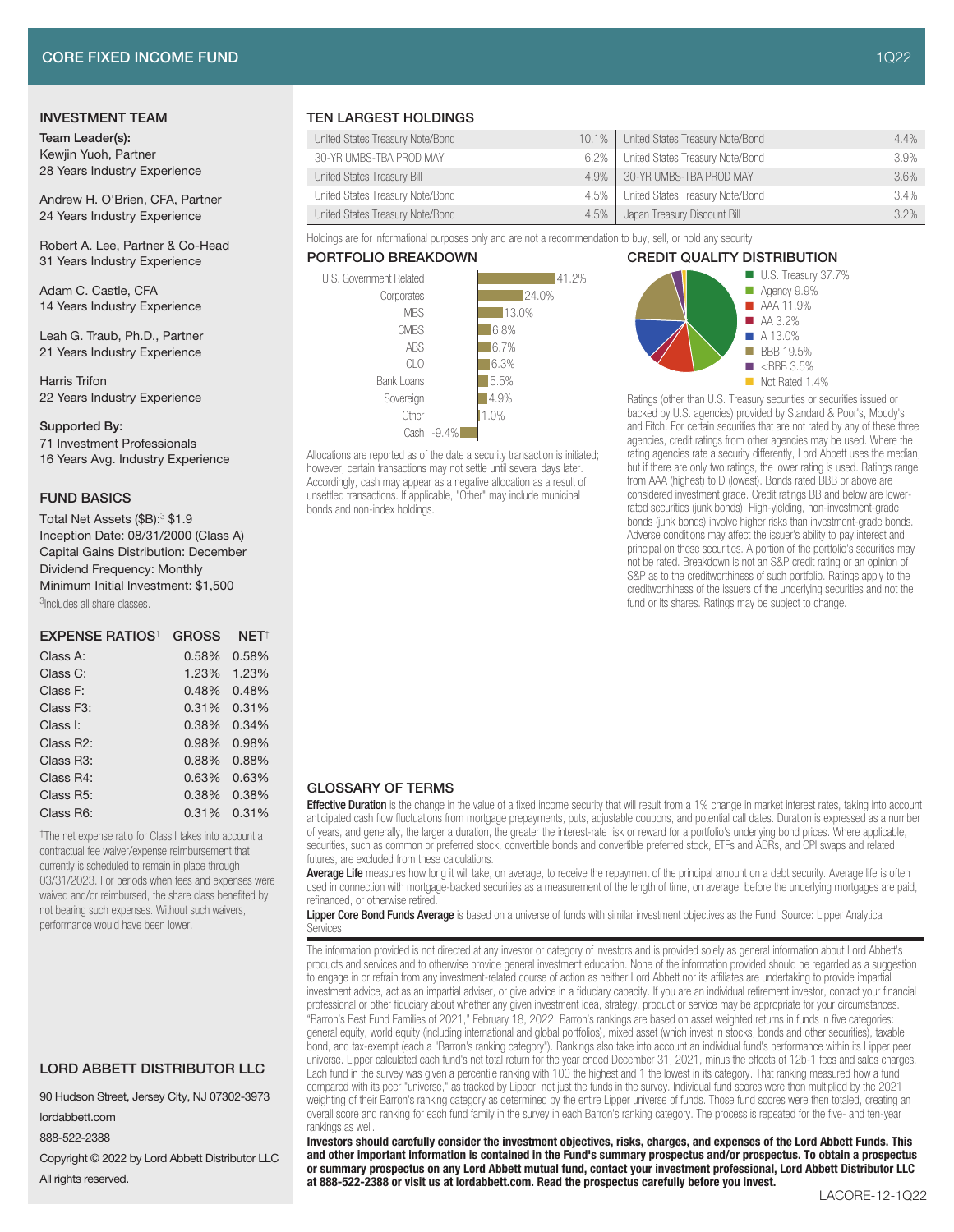## INVESTMENT TEAM

**Team Leader(s):**

Kewjin Yuoh, Partner
28 Years Industry Experience

Andrew H. O'Brien, CFA, Partner
24 Years Industry Experience

Robert A. Lee, Partner & Co-Head
31 Years Industry Experience

Adam C. Castle, CFA
14 Years Industry Experience

Leah G. Traub, Ph.D., Partner
21 Years Industry Experience

Harris Trifon
22 Years Industry Experience

**Supported By:**
71 Investment Professionals
16 Years Avg. Industry Experience

## FUND BASICS

Total Net Assets ($B):[3] $1.9
Inception Date: 08/31/2000 (Class A)
Capital Gains Distribution: December
Dividend Frequency: Monthly
Minimum Initial Investment: $1,500

[3]Includes all share classes.

| EXPENSE RATIOS† | GROSS | NET† |
|---|---|---|
| Class A: | 0.58% | 0.58% |
| Class C: | 1.23% | 1.23% |
| Class F: | 0.48% | 0.48% |
| Class F3: | 0.31% | 0.31% |
| Class I: | 0.38% | 0.34% |
| Class R2: | 0.98% | 0.98% |
| Class R3: | 0.88% | 0.88% |
| Class R4: | 0.63% | 0.63% |
| Class R5: | 0.38% | 0.38% |
| Class R6: | 0.31% | 0.31% |

†The net expense ratio for Class I takes into account a contractual fee waiver/expense reimbursement that currently is scheduled to remain in place through 03/31/2023. For periods when fees and expenses were waived and/or reimbursed, the share class benefited by not bearing such expenses. Without such waivers, performance would have been lower.

## TEN LARGEST HOLDINGS

| | | | |
|---|---|---|---|
| United States Treasury Note/Bond | 10.1% | United States Treasury Note/Bond | 4.4% |
| 30-YR UMBS-TBA PROD MAY | 6.2% | United States Treasury Note/Bond | 3.9% |
| United States Treasury Bill | 4.9% | 30-YR UMBS-TBA PROD MAY | 3.6% |
| United States Treasury Note/Bond | 4.5% | United States Treasury Note/Bond | 3.4% |
| United States Treasury Note/Bond | 4.5% | Japan Treasury Discount Bill | 3.2% |

Holdings are for informational purposes only and are not a recommendation to buy, sell, or hold any security.

## PORTFOLIO BREAKDOWN

U.S. Government Related 41.2%
Corporates 24.0%
MBS 13.0%
CMBS 6.8%
ABS 6.7%
CLO 6.3%
Bank Loans 5.5%
Sovereign 4.9%
Other 1.0%
Cash -9.4%

Allocations are reported as of the date a security transaction is initiated; however, certain transactions may not settle until several days later. Accordingly, cash may appear as a negative allocation as a result of unsettled transactions. If applicable, "Other" may include municipal bonds and non-index holdings.

## CREDIT QUALITY DISTRIBUTION

U.S. Treasury 37.7%
Agency 9.9%
AAA 11.9%
AA 3.2%
A 13.0%
BBB 19.5%
<BBB 3.5%
Not Rated 1.4%

Ratings (other than U.S. Treasury securities or securities issued or backed by U.S. agencies) provided by Standard & Poor's, Moody's, and Fitch. For certain securities that are not rated by any of these three agencies, credit ratings from other agencies may be used. Where the rating agencies rate a security differently, Lord Abbett uses the median, but if there are only two ratings, the lower rating is used. Ratings range from AAA (highest) to D (lowest). Bonds rated BBB or above are considered investment grade. Credit ratings BB and below are lower-rated securities (junk bonds). High-yielding, non-investment-grade bonds (junk bonds) involve higher risks than investment-grade bonds. Adverse conditions may affect the issuer's ability to pay interest and principal on these securities. A portion of the portfolio's securities may not be rated. Breakdown is not an S&P credit rating or an opinion of S&P as to the creditworthiness of such portfolio. Ratings apply to the creditworthiness of the issuers of the underlying securities and not the fund or its shares. Ratings may be subject to change.

## GLOSSARY OF TERMS

**Effective Duration** is the change in the value of a fixed income security that will result from a 1% change in market interest rates, taking into account anticipated cash flow fluctuations from mortgage prepayments, puts, adjustable coupons, and potential call dates. Duration is expressed as a number of years, and generally, the larger a duration, the greater the interest-rate risk or reward for a portfolio's underlying bond prices. Where applicable, securities, such as common or preferred stock, convertible bonds and convertible preferred stock, ETFs and ADRs, and CPI swaps and related futures, are excluded from these calculations.

**Average Life** measures how long it will take, on average, to receive the repayment of the principal amount on a debt security. Average life is often used in connection with mortgage-backed securities as a measurement of the length of time, on average, before the underlying mortgages are paid, refinanced, or otherwise retired.

**Lipper Core Bond Funds Average** is based on a universe of funds with similar investment objectives as the Fund. Source: Lipper Analytical Services.

The information provided is not directed at any investor or category of investors and is provided solely as general information about Lord Abbett's products and services and to otherwise provide general investment education. None of the information provided should be regarded as a suggestion to engage in or refrain from any investment-related course of action as neither Lord Abbett nor its affiliates are undertaking to provide impartial investment advice, act as an impartial adviser, or give advice in a fiduciary capacity. If you are an individual retirement investor, contact your financial professional or other fiduciary about whether any given investment idea, strategy, product or service may be appropriate for your circumstances.

"Barron's Best Fund Families of 2021," February 18, 2022. Barron's rankings are based on asset weighted returns in funds in five categories: general equity, world equity (including international and global portfolios), mixed asset (which invest in stocks, bonds and other securities), taxable bond, and tax-exempt (each a "Barron's ranking category"). Rankings also take into account an individual fund's performance within its Lipper peer universe. Lipper calculated each fund's net total return for the year ended December 31, 2021, minus the effects of 12b-1 fees and sales charges. Each fund in the survey was given a percentile ranking with 100 the highest and 1 the lowest in its category. That ranking measured how a fund compared with its peer "universe," as tracked by Lipper, not just the funds in the survey. Individual fund scores were then multiplied by the 2021 weighting of their Barron's ranking category as determined by the entire Lipper universe of funds. Those fund scores were then totaled, creating an overall score and ranking for each fund family in the survey in each Barron's ranking category. The process is repeated for the five- and ten-year rankings as well.

**Investors should carefully consider the investment objectives, risks, charges, and expenses of the Lord Abbett Funds. This and other important information is contained in the Fund's summary prospectus and/or prospectus. To obtain a prospectus or summary prospectus on any Lord Abbett mutual fund, contact your investment professional, Lord Abbett Distributor LLC at 888-522-2388 or visit us at lordabbett.com. Read the prospectus carefully before you invest.**

## LORD ABBETT DISTRIBUTOR LLC

90 Hudson Street, Jersey City, NJ 07302-3973

lordabbett.com

888-522-2388

Copyright © 2022 by Lord Abbett Distributor LLC

All rights reserved.

LACORE-12-1Q22